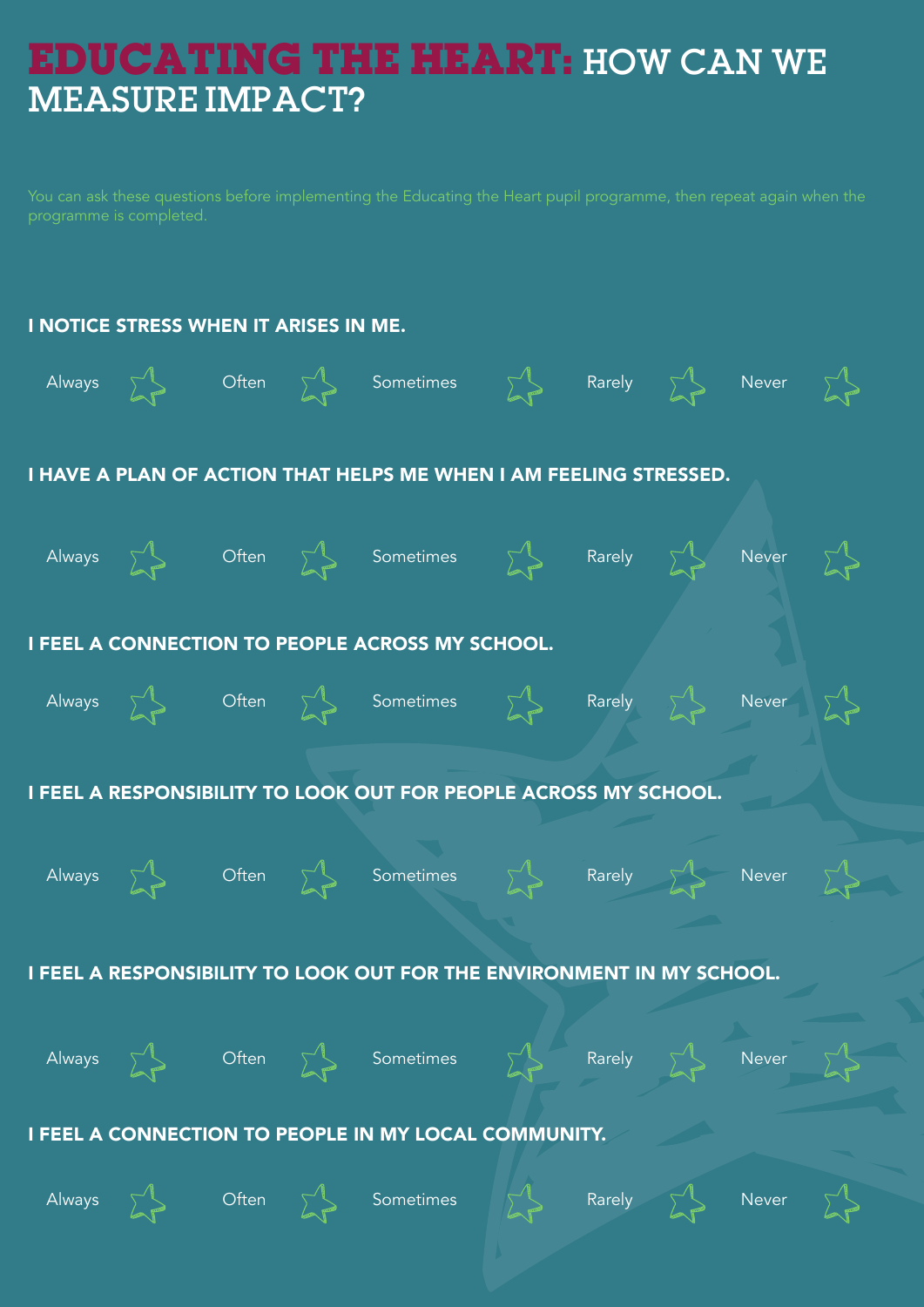# EDUCATING THE HEART: HOW CAN WE MEASURE IMPACT?

You can ask these questions before implementing the Educating the Heart pupil programme, then repeat again when the programme is completed.

**I NOTICE STRESS WHEN IT ARISES IN ME.**

Always ☆ Often ☆ Sometimes ☆ Rarely ☆ Never ☆

**I HAVE A PLAN OF ACTION THAT HELPS ME WHEN I AM FEELING STRESSED.**

Always ☆ Often ☆ Sometimes ☆ Rarely ☆ Never ☆

**I FEEL A CONNECTION TO PEOPLE ACROSS MY SCHOOL.**

Always ☆ Often ☆ Sometimes ☆ Rarely ☆ Never ☆

**I FEEL A RESPONSIBILITY TO LOOK OUT FOR PEOPLE ACROSS MY SCHOOL.**

Always ☆ Often ☆ Sometimes ☆ Rarely ☆ Never ☆

**I FEEL A RESPONSIBILITY TO LOOK OUT FOR THE ENVIRONMENT IN MY SCHOOL.**

Always ☆ Often ☆ Sometimes ☆ Rarely ☆ Never ☆

**I FEEL A CONNECTION TO PEOPLE IN MY LOCAL COMMUNITY.**

Always ☆ Often ☆ Sometimes ☆ Rarely ☆ Never ☆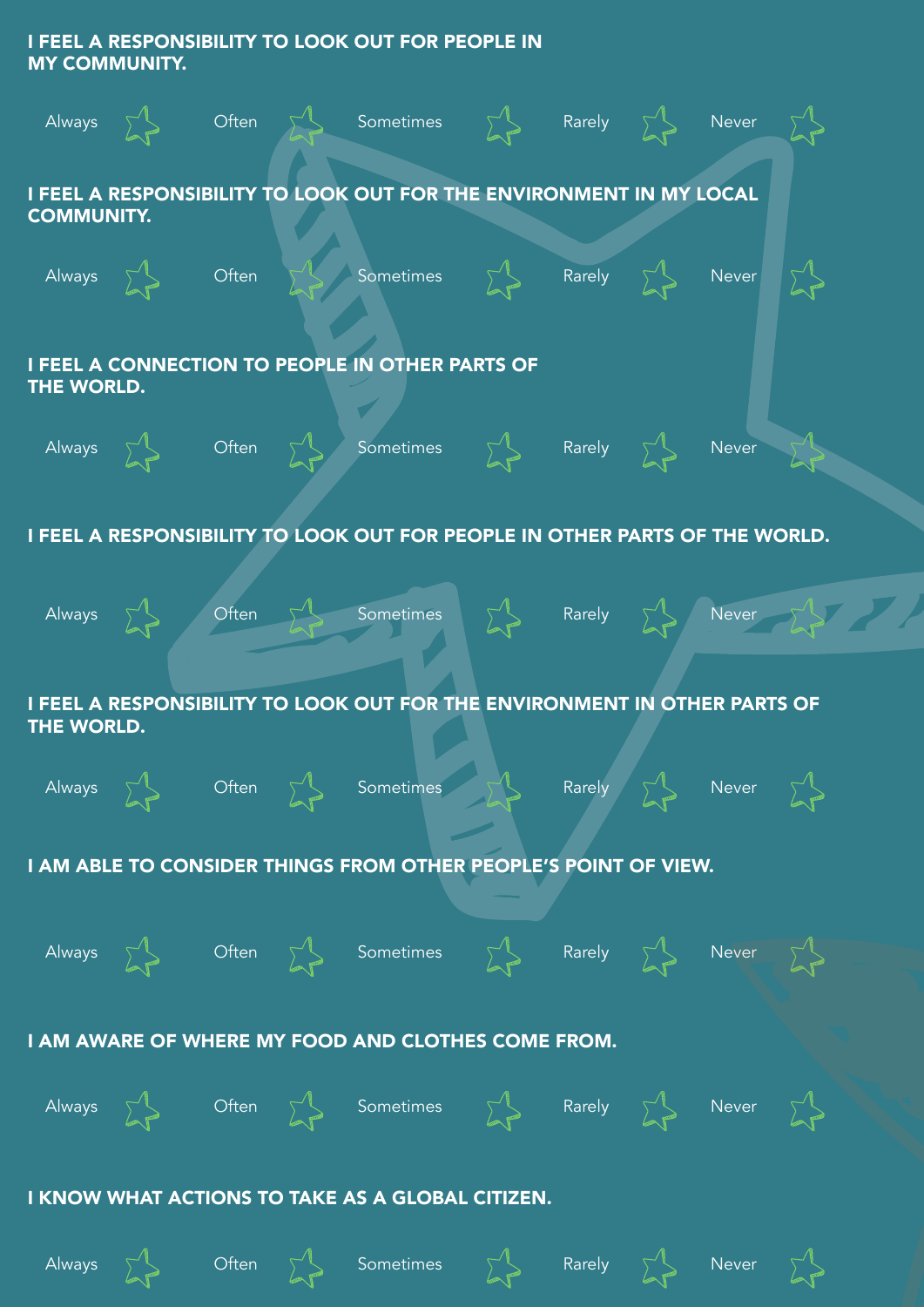**I FEEL A RESPONSIBILITY TO LOOK OUT FOR PEOPLE IN MY COMMUNITY.**

Always ☆ Often ☆ Sometimes ☆ Rarely ☆ Never ☆

**I FEEL A RESPONSIBILITY TO LOOK OUT FOR THE ENVIRONMENT IN MY LOCAL COMMUNITY.**

Always ☆ Often ☆ Sometimes ☆ Rarely ☆ Never ☆

**I FEEL A CONNECTION TO PEOPLE IN OTHER PARTS OF THE WORLD.**

Always ☆ Often ☆ Sometimes ☆ Rarely ☆ Never ☆

**I FEEL A RESPONSIBILITY TO LOOK OUT FOR PEOPLE IN OTHER PARTS OF THE WORLD.**

Always ☆ Often ☆ Sometimes ☆ Rarely ☆ Never ☆

**I FEEL A RESPONSIBILITY TO LOOK OUT FOR THE ENVIRONMENT IN OTHER PARTS OF THE WORLD.**

Always ☆ Often ☆ Sometimes ☆ Rarely ☆ Never ☆

**I AM ABLE TO CONSIDER THINGS FROM OTHER PEOPLE'S POINT OF VIEW.**

Always ☆ Often ☆ Sometimes ☆ Rarely ☆ Never ☆

**I AM AWARE OF WHERE MY FOOD AND CLOTHES COME FROM.**

Always ☆ Often ☆ Sometimes ☆ Rarely ☆ Never ☆

**I KNOW WHAT ACTIONS TO TAKE AS A GLOBAL CITIZEN.**

Always ☆ Often ☆ Sometimes ☆ Rarely ☆ Never ☆